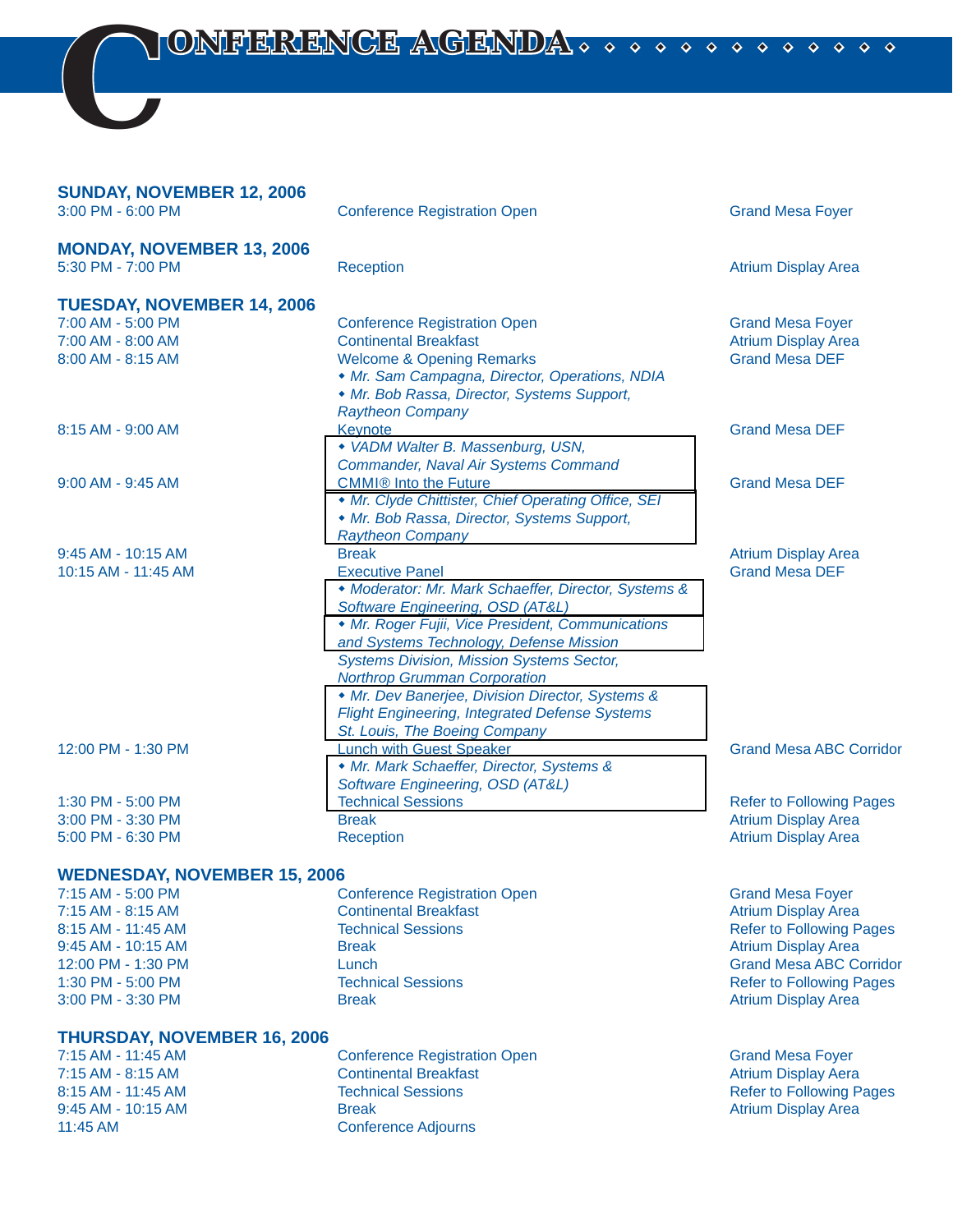# CONFERENCE AGENDA

## SUNDAY, NOVEMBER 12, 2006

| Time | Event | Location |
|---|---|---|
| 3:00 PM - 6:00 PM | Conference Registration Open | Grand Mesa Foyer |

## MONDAY, NOVEMBER 13, 2006

| Time | Event | Location |
|---|---|---|
| 5:30 PM - 7:00 PM | Reception | Atrium Display Area |

## TUESDAY, NOVEMBER 14, 2006

| Time | Event | Location |
|---|---|---|
| 7:00 AM - 5:00 PM | Conference Registration Open | Grand Mesa Foyer |
| 7:00 AM - 8:00 AM | Continental Breakfast | Atrium Display Area |
| 8:00 AM - 8:15 AM | Welcome & Opening Remarks<br>◆ *Mr. Sam Campagna, Director, Operations, NDIA*<br>◆ *Mr. Bob Rassa, Director, Systems Support, Raytheon Company* | Grand Mesa DEF |
| 8:15 AM - 9:00 AM | Keynote<br>◆ *VADM Walter B. Massenburg, USN, Commander, Naval Air Systems Command* | Grand Mesa DEF |
| 9:00 AM - 9:45 AM | CMMI® Into the Future<br>◆ *Mr. Clyde Chittister, Chief Operating Office, SEI*<br>◆ *Mr. Bob Rassa, Director, Systems Support, Raytheon Company* | Grand Mesa DEF |
| 9:45 AM - 10:15 AM | Break | Atrium Display Area |
| 10:15 AM - 11:45 AM | Executive Panel<br>◆ *Moderator: Mr. Mark Schaeffer, Director, Systems & Software Engineering, OSD (AT&L)*<br>◆ *Mr. Roger Fujii, Vice President, Communications and Systems Technology, Defense Mission Systems Division, Mission Systems Sector, Northrop Grumman Corporation*<br>◆ *Mr. Dev Banerjee, Division Director, Systems & Flight Engineering, Integrated Defense Systems St. Louis, The Boeing Company* | Grand Mesa DEF |
| 12:00 PM - 1:30 PM | Lunch with Guest Speaker<br>◆ *Mr. Mark Schaeffer, Director, Systems & Software Engineering, OSD (AT&L)* | Grand Mesa ABC Corridor |
| 1:30 PM - 5:00 PM | Technical Sessions | Refer to Following Pages |
| 3:00 PM - 3:30 PM | Break | Atrium Display Area |
| 5:00 PM - 6:30 PM | Reception | Atrium Display Area |

## WEDNESDAY, NOVEMBER 15, 2006

| Time | Event | Location |
|---|---|---|
| 7:15 AM - 5:00 PM | Conference Registration Open | Grand Mesa Foyer |
| 7:15 AM - 8:15 AM | Continental Breakfast | Atrium Display Area |
| 8:15 AM - 11:45 AM | Technical Sessions | Refer to Following Pages |
| 9:45 AM - 10:15 AM | Break | Atrium Display Area |
| 12:00 PM - 1:30 PM | Lunch | Grand Mesa ABC Corridor |
| 1:30 PM - 5:00 PM | Technical Sessions | Refer to Following Pages |
| 3:00 PM - 3:30 PM | Break | Atrium Display Area |

## THURSDAY, NOVEMBER 16, 2006

| Time | Event | Location |
|---|---|---|
| 7:15 AM - 11:45 AM | Conference Registration Open | Grand Mesa Foyer |
| 7:15 AM - 8:15 AM | Continental Breakfast | Atrium Display Area |
| 8:15 AM - 11:45 AM | Technical Sessions | Refer to Following Pages |
| 9:45 AM - 10:15 AM | Break | Atrium Display Area |
| 11:45 AM | Conference Adjourns | |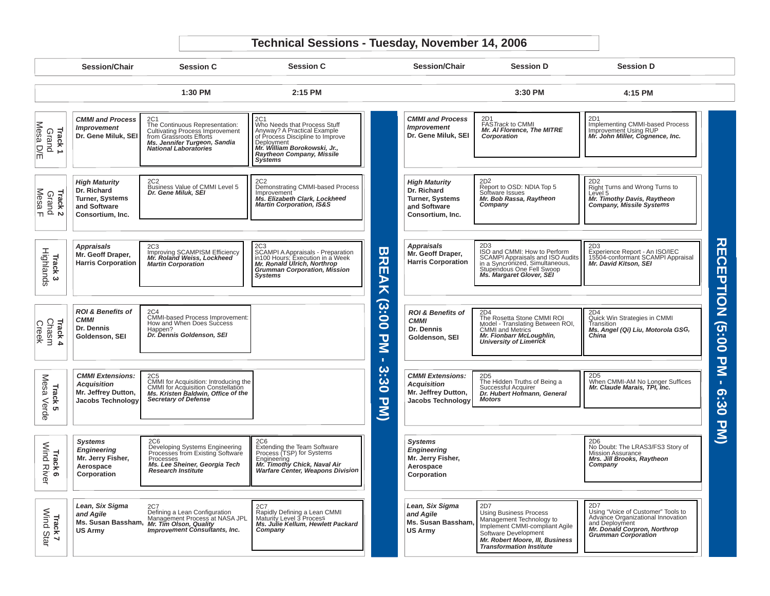# Technical Sessions - Tuesday, November 14, 2006

| Track | Session/Chair | Session C 1:30 PM | Session C 2:15 PM | | Session/Chair | Session D 3:30 PM | Session D 4:15 PM | |
|---|---|---|---|---|---|---|---|---|
| **Track 1** Grand Mesa D/E | ***CMMI and Process Improvement*** **Dr. Gene Miluk, SEI** | 2C1 The Continuous Representation: Cultivating Process Improvement from Grassroots Efforts ***Ms. Jennifer Turgeon, Sandia National Laboratories*** | 2C1 Who Needs that Process Stuff Anyway? A Practical Example of Process Discipline to Improve Deployment ***Mr. William Borokowski, Jr., Raytheon Company, Missile Systems*** | **BREAK (3:00 PM - 3:30 PM)** | ***CMMI and Process Improvement*** **Dr. Gene Miluk, SEI** | 2D1 FAS*Track* to CMMI ***Mr. Al Florence, The MITRE Corporation*** | 2D1 Implementing CMMI-based Process Improvement Using RUP ***Mr. John Miller, Cognence, Inc.*** | **RECEPTION (5:00 PM - 6:30 PM)** |
| **Track 2** Grand Mesa F | ***High Maturity*** **Dr. Richard Turner, Systems and Software Consortium, Inc.** | 2C2 Business Value of CMMI Level 5 ***Dr. Gene Miluk, SEI*** | 2C2 Demonstrating CMMI-based Process Improvement ***Ms. Elizabeth Clark, Lockheed Martin Corporation, IS&S*** | | ***High Maturity*** **Dr. Richard Turner, Systems and Software Consortium, Inc.** | 2D2 Report to OSD: NDIA Top 5 Software Issues ***Mr. Bob Rassa, Raytheon Company*** | 2D2 Right Turns and Wrong Turns to Level 5 ***Mr. Timothy Davis, Raytheon Company, Missile Systems*** | |
| **Track 3** Highlands | ***Appraisals*** **Mr. Geoff Draper, Harris Corporation** | 2C3 Improving SCAMPISM Efficiency ***Mr. Roland Weiss, Lockheed Martin Corporation*** | 2C3 SCAMPI A Appraisals - Preparation in100 Hours; Execution in a Week ***Mr. Ronald Ulrich, Northrop Grumman Corporation, Mission Systems*** | | ***Appraisals*** **Mr. Geoff Draper, Harris Corporation** | 2D3 ISO and CMMI: How to Perform SCAMPI Appraisals and ISO Audits in a Syncronized, Simultaneous, Stupendous One Fell Swoop ***Ms. Margaret Glover, SEI*** | 2D3 Experience Report - An ISO/IEC 15504-conformant SCAMPI Appraisal ***Mr. David Kitson, SEI*** | |
| **Track 4** Chasm Creek | ***ROI & Benefits of CMMI*** **Dr. Dennis Goldenson, SEI** | 2C4 CMMI-based Process Improvement: How and When Does Success Happen? ***Dr. Dennis Goldenson, SEI*** | | | ***ROI & Benefits of CMMI*** **Dr. Dennis Goldenson, SEI** | 2D4 The Rosetta Stone CMMI ROI Model - Translating Between ROI, CMMI and Metrics ***Mr. Fionbarr McLoughlin, University of Limerick*** | 2D4 Quick Win Strategies in CMMI Transition ***Ms. Angel (Qi) Liu, Motorola GSG, China*** | |
| **Track 5** Mesa Verde | ***CMMI Extensions: Acquisition*** **Mr. Jeffrey Dutton, Jacobs Technology** | 2C5 CMMI for Acquisition: Introducing the CMMI for Acquisition Constellation ***Ms. Kristen Baldwin, Office of the Secretary of Defense*** | | | ***CMMI Extensions: Acquisition*** **Mr. Jeffrey Dutton, Jacobs Technology** | 2D5 The Hidden Truths of Being a Successful Acquirer ***Dr. Hubert Hofmann, General Motors*** | 2D5 When CMMI-AM No Longer Suffices ***Mr. Claude Marais, TPI, Inc.*** | |
| **Track 6** Wind River | ***Systems Engineering*** **Mr. Jerry Fisher, Aerospace Corporation** | 2C6 Developing Systems Engineering Processes from Existing Software Processes ***Ms. Lee Sheiner, Georgia Tech Research Institute*** | 2C6 Extending the Team Software Process (TSP) for Systems Engineering ***Mr. Timothy Chick, Naval Air Warfare Center, Weapons Division*** | | ***Systems Engineering*** **Mr. Jerry Fisher, Aerospace Corporation** | | 2D6 No Doubt: The LRAS3/FS3 Story of Mission Assurance ***Mrs. Jill Brooks, Raytheon Company*** | |
| **Track 7** Wind Star | ***Lean, Six Sigma and Agile*** **Ms. Susan Bassham, US Army** | 2C7 Defining a Lean Configuration Management Process at NASA JPL ***Mr. Tim Olson, Quality Improvement Consultants, Inc.*** | 2C7 Rapidly Defining a Lean CMMI Maturity Level 3 Process ***Ms. Julie Kellum, Hewlett Packard Company*** | | ***Lean, Six Sigma and Agile*** **Ms. Susan Bassham, US Army** | 2D7 Using Business Process Management Technology to Implement CMMI-compliant Agile Software Development ***Mr. Robert Moore, III, Business Transformation Institute*** | 2D7 Using "Voice of Customer" Tools to Advance Organizational Innovation and Deployment ***Mr. Donald Corpron, Northrop Grumman Corporation*** | |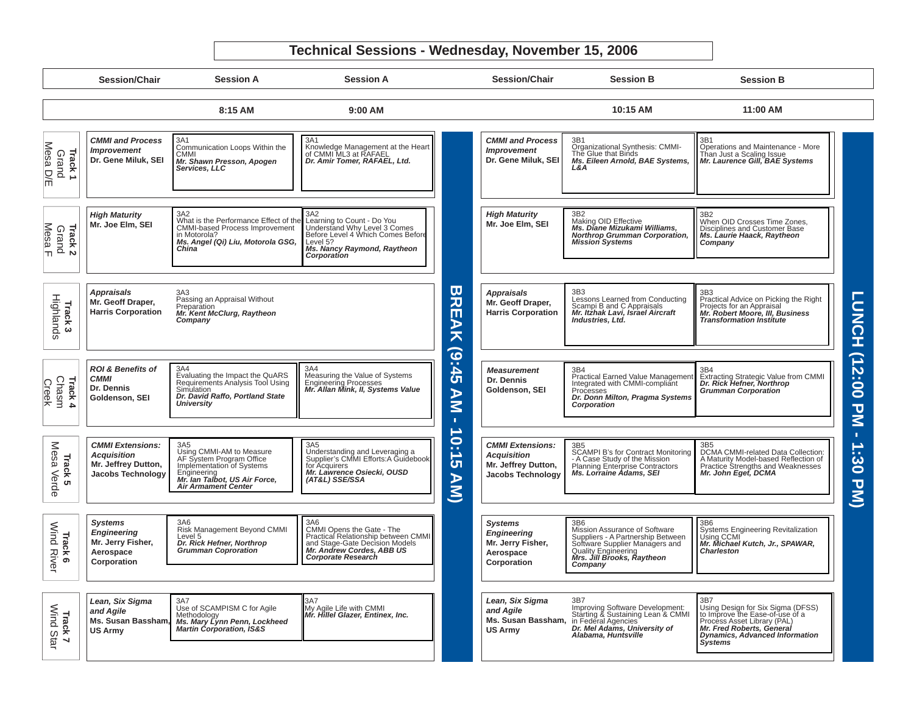# Technical Sessions - Wednesday, November 15, 2006

| Track | Session/Chair | Session A 8:15 AM | Session A 9:00 AM | | Session/Chair | Session B 10:15 AM | Session B 11:00 AM | |
|---|---|---|---|---|---|---|---|---|
| Track 1 Grand Mesa D/E | ***CMMI and Process Improvement*** **Dr. Gene Miluk, SEI** | 3A1 Communication Loops Within the CMMI ***Mr. Shawn Presson, Apogen Services, LLC*** | 3A1 Knowledge Management at the Heart of CMMI ML3 at RAFAEL ***Dr. Amir Tomer, RAFAEL, Ltd.*** | BREAK (9:45 AM - 10:15 AM) | ***CMMI and Process Improvement*** **Dr. Gene Miluk, SEI** | 3B1 Organizational Synthesis: CMMI-The Glue that Binds ***Ms. Eileen Arnold, BAE Systems, L&A*** | 3B1 Operations and Maintenance - More Than Just a Scaling Issue ***Mr. Laurence Gill, BAE Systems*** | LUNCH (12:00 PM - 1:30 PM) |
| Track 2 Grand Mesa F | ***High Maturity*** **Mr. Joe Elm, SEI** | 3A2 What is the Performance Effect of the CMMI-based Process Improvement in Motorola? ***Ms. Angel (Qi) Liu, Motorola GSG, China*** | 3A2 Learning to Count - Do You Understand Why Level 3 Comes Before Level 4 Which Comes Before Level 5? ***Ms. Nancy Raymond, Raytheon Corporation*** | | ***High Maturity*** **Mr. Joe Elm, SEI** | 3B2 Making OID Effective ***Ms. Diane Mizukami Williams, Northrop Grumman Corporation, Mission Systems*** | 3B2 When OID Crosses Time Zones, Disciplines and Customer Base ***Ms. Laurie Haack, Raytheon Company*** | |
| Track 3 Highlands | ***Appraisals*** **Mr. Geoff Draper, Harris Corporation** | 3A3 Passing an Appraisal Without Preparation ***Mr. Kent McClurg, Raytheon Company*** | | | ***Appraisals*** **Mr. Geoff Draper, Harris Corporation** | 3B3 Lessons Learned from Conducting Scampi B and C Appraisals ***Mr. Itzhak Lavi, Israel Aircraft Industries, Ltd.*** | 3B3 Practical Advice on Picking the Right Projects for an Appraisal ***Mr. Robert Moore, III, Business Transformation Institute*** | |
| Track 4 Chasm Creek | ***ROI & Benefits of CMMI*** **Dr. Dennis Goldenson, SEI** | 3A4 Evaluating the Impact the QuARS Requirements Analysis Tool Using Simulation ***Dr. David Raffo, Portland State University*** | 3A4 Measuring the Value of Systems Engineering Processes ***Mr. Allan Mink, II, Systems Value*** | | ***Measurement*** **Dr. Dennis Goldenson, SEI** | 3B4 Practical Earned Value Management Integrated with CMMI-compliant Processes ***Dr. Donn Milton, Pragma Systems Corporation*** | 3B4 Extracting Strategic Value from CMMI ***Dr. Rick Hefner, Northrop Grumman Corporation*** | |
| Track 5 Mesa Verde | ***CMMI Extensions: Acquisition*** **Mr. Jeffrey Dutton, Jacobs Technology** | 3A5 Using CMMI-AM to Measure AF System Program Office Implementation of Systems Engineering ***Mr. Ian Talbot, US Air Force, Air Armament Center*** | 3A5 Understanding and Leveraging a Supplier's CMMI Efforts:A Guidebook for Acquirers ***Mr. Lawrence Osiecki, OUSD (AT&L) SSE/SSA*** | | ***CMMI Extensions: Acquisition*** **Mr. Jeffrey Dutton, Jacobs Technology** | 3B5 SCAMPI B's for Contract Monitoring - A Case Study of the Mission Planning Enterprise Contractors ***Ms. Lorraine Adams, SEI*** | 3B5 DCMA CMMI-related Data Collection: A Maturity Model-based Reflection of Practice Strengths and Weaknesses ***Mr. John Eget, DCMA*** | |
| Track 6 Wind River | ***Systems Engineering*** **Mr. Jerry Fisher, Aerospace Corporation** | 3A6 Risk Management Beyond CMMI Level 5 ***Dr. Rick Hefner, Northrop Grumman Coproration*** | 3A6 CMMI Opens the Gate - The Practical Relationship between CMMI and Stage-Gate Decision Models ***Mr. Andrew Cordes, ABB US Corporate Research*** | | ***Systems Engineering*** **Mr. Jerry Fisher, Aerospace Corporation** | 3B6 Mission Assurance of Software Suppliers - A Partnership Between Software Supplier Managers and Quality Engineering ***Mrs. Jill Brooks, Raytheon Company*** | 3B6 Systems Engineering Revitalization Using CCMI ***Mr. Michael Kutch, Jr., SPAWAR, Charleston*** | |
| Track 7 Wind Star | ***Lean, Six Sigma and Agile*** **Ms. Susan Bassham, US Army** | 3A7 Use of SCAMPISM C for Agile Methodology ***Ms. Mary Lynn Penn, Lockheed Martin Corporation, IS&S*** | 3A7 My Agile Life with CMMI ***Mr. Hillel Glazer, Entinex, Inc.*** | | ***Lean, Six Sigma and Agile*** **Ms. Susan Bassham, US Army** | 3B7 Improving Software Development: Starting & Sustaining Lean & CMMI in Federal Agencies ***Dr. Mel Adams, University of Alabama, Huntsville*** | 3B7 Using Design for Six Sigma (DFSS) to Improve the Ease-of-use of a Process Asset Library (PAL) ***Mr. Fred Roberts, General Dynamics, Advanced Information Systems*** | |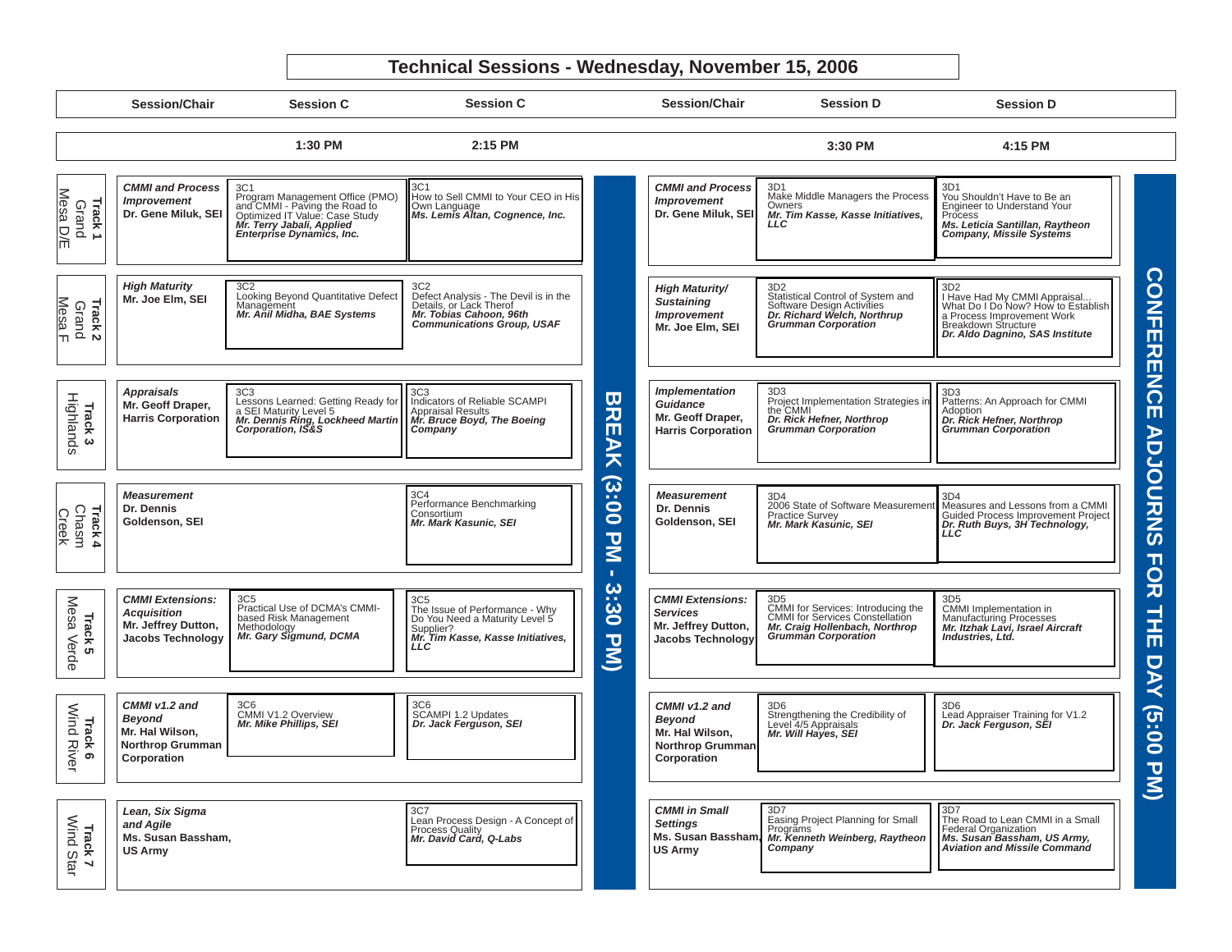# Technical Sessions - Wednesday, November 15, 2006

| Track | Session/Chair | Session C 1:30 PM | Session C 2:15 PM | | Session/Chair | Session D 3:30 PM | Session D 4:15 PM | |
|---|---|---|---|---|---|---|---|---|
| **Track 1** Grand Mesa D/E | ***CMMI and Process Improvement*** **Dr. Gene Miluk, SEI** | 3C1 Program Management Office (PMO) and CMMI - Paving the Road to Optimized IT Value: Case Study ***Mr. Terry Jabali, Applied Enterprise Dynamics, Inc.*** | 3C1 How to Sell CMMI to Your CEO in His Own Language ***Ms. Lemis Altan, Cognence, Inc.*** | **BREAK (3:00 PM - 3:30 PM)** | ***CMMI and Process Improvement*** **Dr. Gene Miluk, SEI** | 3D1 Make Middle Managers the Process Owners ***Mr. Tim Kasse, Kasse Initiatives, LLC*** | 3D1 You Shouldn't Have to Be an Engineer to Understand Your Process ***Ms. Leticia Santillan, Raytheon Company, Missile Systems*** | **CONFERENCE ADJOURNS FOR THE DAY (5:00 PM)** |
| **Track 2** Grand Mesa F | ***High Maturity*** **Mr. Joe Elm, SEI** | 3C2 Looking Beyond Quantitative Defect Management ***Mr. Anil Midha, BAE Systems*** | 3C2 Defect Analysis - The Devil is in the Details, or Lack Therof ***Mr. Tobias Cahoon, 96th Communications Group, USAF*** | | ***High Maturity/ Sustaining Improvement*** **Mr. Joe Elm, SEI** | 3D2 Statistical Control of System and Software Design Activities ***Dr. Richard Welch, Northrup Grumman Corporation*** | 3D2 I Have Had My CMMI Appraisal... What Do I Do Now? How to Establish a Process Improvement Work Breakdown Structure ***Dr. Aldo Dagnino, SAS Institute*** | |
| **Track 3** Highlands | ***Appraisals*** **Mr. Geoff Draper, Harris Corporation** | 3C3 Lessons Learned: Getting Ready for a SEI Maturity Level 5 ***Mr. Dennis Ring, Lockheed Martin Corporation, IS&S*** | 3C3 Indicators of Reliable SCAMPI Appraisal Results ***Mr. Bruce Boyd, The Boeing Company*** | | ***Implementation Guidance*** **Mr. Geoff Draper, Harris Corporation** | 3D3 Project Implementation Strategies in the CMMI ***Dr. Rick Hefner, Northrop Grumman Corporation*** | 3D3 Patterns: An Approach for CMMI Adoption ***Dr. Rick Hefner, Northrop Grumman Corporation*** | |
| **Track 4** Chasm Creek | ***Measurement*** **Dr. Dennis Goldenson, SEI** | | 3C4 Performance Benchmarking Consortium ***Mr. Mark Kasunic, SEI*** | | ***Measurement*** **Dr. Dennis Goldenson, SEI** | 3D4 2006 State of Software Measurement Practice Survey ***Mr. Mark Kasunic, SEI*** | 3D4 Measures and Lessons from a CMMI Guided Process Improvement Project ***Dr. Ruth Buys, 3H Technology, LLC*** | |
| **Track 5** Mesa Verde | ***CMMI Extensions: Acquisition*** **Mr. Jeffrey Dutton, Jacobs Technology** | 3C5 Practical Use of DCMA's CMMI-based Risk Management Methodology ***Mr. Gary Sigmund, DCMA*** | 3C5 The Issue of Performance - Why Do You Need a Maturity Level 5 Supplier? ***Mr. Tim Kasse, Kasse Initiatives, LLC*** | | ***CMMI Extensions: Services*** **Mr. Jeffrey Dutton, Jacobs Technology** | 3D5 CMMI for Services: Introducing the CMMI for Services Constellation ***Mr. Craig Hollenbach, Northrop Grumman Corporation*** | 3D5 CMMI Implementation in Manufacturing Processes ***Mr. Itzhak Lavi, Israel Aircraft Industries, Ltd.*** | |
| **Track 6** Wind River | ***CMMI v1.2 and Beyond*** **Mr. Hal Wilson, Northrop Grumman Corporation** | 3C6 CMMI V1.2 Overview ***Mr. Mike Phillips, SEI*** | 3C6 SCAMPI 1.2 Updates ***Dr. Jack Ferguson, SEI*** | | ***CMMI v1.2 and Beyond*** **Mr. Hal Wilson, Northrop Grumman Corporation** | 3D6 Strengthening the Credibility of Level 4/5 Appraisals ***Mr. Will Hayes, SEI*** | 3D6 Lead Appraiser Training for V1.2 ***Dr. Jack Ferguson, SEI*** | |
| **Track 7** Wind Star | ***Lean, Six Sigma and Agile*** **Ms. Susan Bassham, US Army** | | 3C7 Lean Process Design - A Concept of Process Quality ***Mr. David Card, Q-Labs*** | | ***CMMI in Small Settings*** **Ms. Susan Bassham, US Army** | 3D7 Easing Project Planning for Small Programs ***Mr. Kenneth Weinberg, Raytheon Company*** | 3D7 The Road to Lean CMMI in a Small Federal Organization ***Ms. Susan Bassham, US Army, Aviation and Missile Command*** | |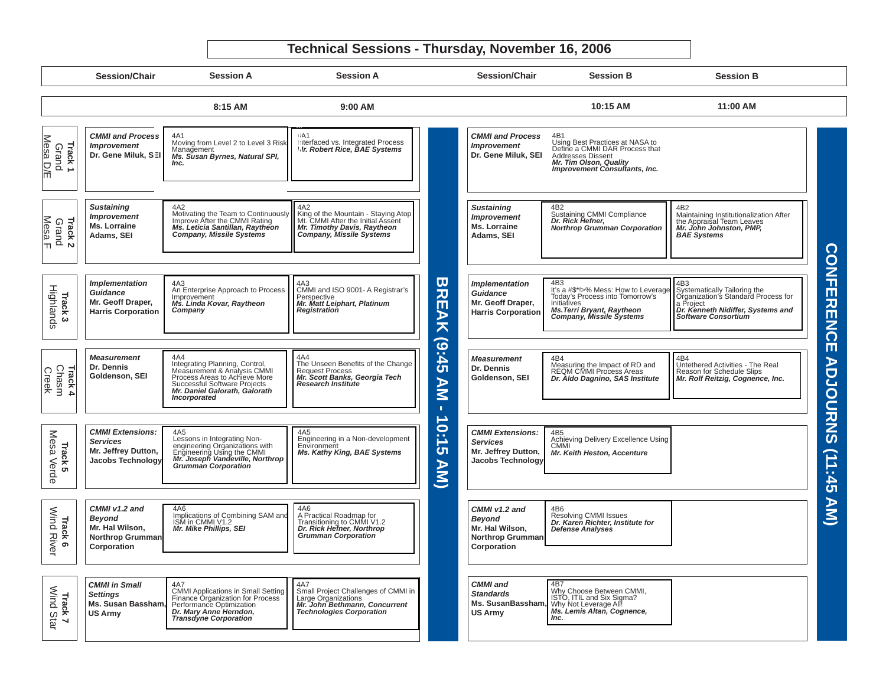# Technical Sessions - Thursday, November 16, 2006

| Track | Session/Chair | Session A 8:15 AM | Session A 9:00 AM | | Session/Chair | Session B 10:15 AM | Session B 11:00 AM | |
|---|---|---|---|---|---|---|---|---|
| **Track 1** Grand Mesa D/E | ***CMMI and Process Improvement*** **Dr. Gene Miluk, SEI** | 4A1 Moving from Level 2 to Level 3 Risk Management ***Ms. Susan Byrnes, Natural SPI, Inc.*** | 4A1 Interfaced vs. Integrated Process ***Mr. Robert Rice, BAE Systems*** | **BREAK (9:45 AM - 10:15 AM)** | ***CMMI and Process Improvement*** **Dr. Gene Miluk, SEI** | 4B1 Using Best Practices at NASA to Define a CMMI DAR Process that Addresses Dissent ***Mr. Tim Olson, Quality Improvement Consultants, Inc.*** | | **CONFERENCE ADJOURNS (11:45 AM)** |
| **Track 2** Grand Mesa F | ***Sustaining Improvement*** **Ms. Lorraine Adams, SEI** | 4A2 Motivating the Team to Continuously Improve After the CMMI Rating ***Ms. Leticia Santillan, Raytheon Company, Missile Systems*** | 4A2 King of the Mountain - Staying Atop Mt. CMMI After the Initial Assent ***Mr. Timothy Davis, Raytheon Company, Missile Systems*** | | ***Sustaining Improvement*** **Ms. Lorraine Adams, SEI** | 4B2 Sustaining CMMI Compliance ***Dr. Rick Hefner, Northrop Grumman Corporation*** | 4B2 Maintaining Institutionalization After the Appraisal Team Leaves ***Mr. John Johnston, PMP, BAE Systems*** | |
| **Track 3** Highlands | ***Implementation Guidance*** **Mr. Geoff Draper, Harris Corporation** | 4A3 An Enterprise Approach to Process Improvement ***Ms. Linda Kovar, Raytheon Company*** | 4A3 CMMI and ISO 9001- A Registrar's Perspective ***Mr. Matt Leiphart, Platinum Registration*** | | ***Implementation Guidance*** **Mr. Geoff Draper, Harris Corporation** | 4B3 It's a #$*!>% Mess: How to Leverage Today's Process into Tomorrow's Initiatives ***Ms.Terri Bryant, Raytheon Company, Missile Systems*** | 4B3 Systematically Tailoring the Organization's Standard Process for a Project ***Dr. Kenneth Nidiffer, Systems and Software Consortium*** | |
| **Track 4** Chasm Creek | ***Measurement*** **Dr. Dennis Goldenson, SEI** | 4A4 Integrating Planning, Control, Measurement & Analysis CMMI Process Areas to Achieve More Successful Software Projects ***Mr. Daniel Galorath, Galorath Incorporated*** | 4A4 The Unseen Benefits of the Change Request Process ***Mr. Scott Banks, Georgia Tech Research Institute*** | | ***Measurement*** **Dr. Dennis Goldenson, SEI** | 4B4 Measuring the Impact of RD and REQM CMMI Process Areas ***Dr. Aldo Dagnino, SAS Institute*** | 4B4 Untethered Activities - The Real Reason for Schedule Slips ***Mr. Rolf Reitzig, Cognence, Inc.*** | |
| **Track 5** Mesa Verde | ***CMMI Extensions: Services*** **Mr. Jeffrey Dutton, Jacobs Technology** | 4A5 Lessons in Integrating Non-engineering Organizations with Engineering Using the CMMI ***Mr. Joseph Vandeville, Northrop Grumman Corporation*** | 4A5 Engineering in a Non-development Environment ***Ms. Kathy King, BAE Systems*** | | ***CMMI Extensions: Services*** **Mr. Jeffrey Dutton, Jacobs Technology** | 4B5 Achieving Delivery Excellence Using CMMI ***Mr. Keith Heston, Accenture*** | | |
| **Track 6** Wind River | ***CMMI v1.2 and Beyond*** **Mr. Hal Wilson, Northrop Grumman Corporation** | 4A6 Implications of Combining SAM and ISM in CMMI V1.2 ***Mr. Mike Phillips, SEI*** | 4A6 A Practical Roadmap for Transitioning to CMMI V1.2 ***Dr. Rick Hefner, Northrop Grumman Corporation*** | | ***CMMI v1.2 and Beyond*** **Mr. Hal Wilson, Northrop Grumman Corporation** | 4B6 Resolving CMMI Issues ***Dr. Karen Richter, Institute for Defense Analyses*** | | |
| **Track 7** Wind Star | ***CMMI in Small Settings*** **Ms. Susan Bassham, US Army** | 4A7 CMMI Applications in Small Setting Finance Organization for Process Performance Optimization ***Dr. Mary Anne Herndon, Transdyne Corporation*** | 4A7 Small Project Challenges of CMMI in Large Organizations ***Mr. John Bethmann, Concurrent Technologies Corporation*** | | ***CMMI and Standards*** **Ms. SusanBassham, US Army** | 4B7 Why Choose Between CMMI, ISTO, ITIL and Six Sigma? Why Not Leverage All! ***Ms. Lemis Altan, Cognence, Inc.*** | | |